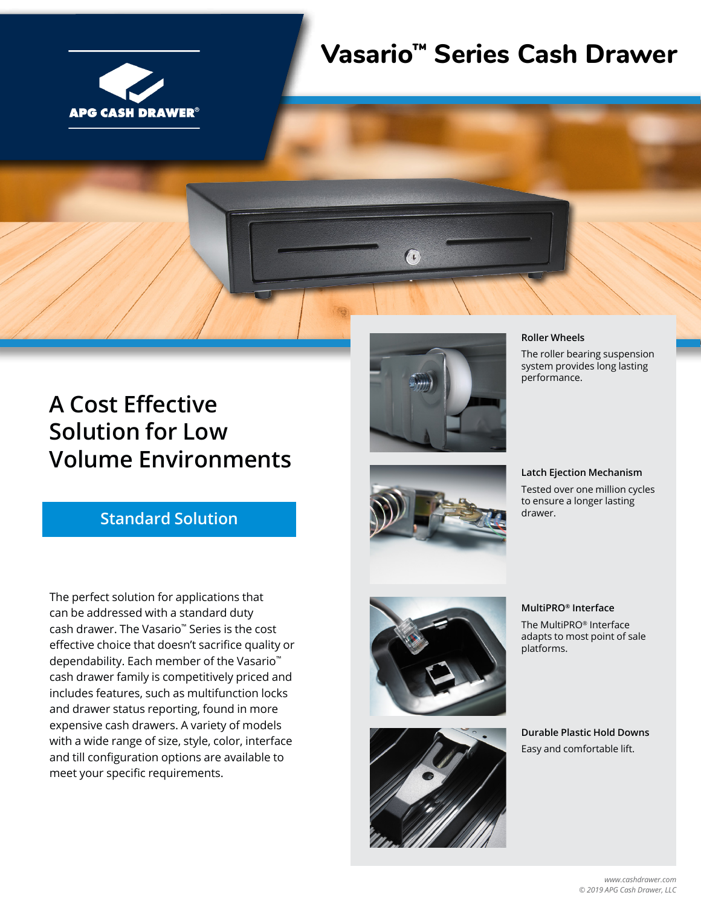APG CASH DRAWER®

# Vasario™ Series Cash Drawer

## A Cost Effective Solution for Low Volume Environments

### Standard Solution

The perfect solution for applications that can be addressed with a standard duty cash drawer. The Vasario™ Series is the cost effective choice that doesn't sacrifice quality or dependability. Each member of the Vasario™ cash drawer family is competitively priced and includes features, such as multifunction locks and drawer status reporting, found in more expensive cash drawers. A variety of models with a wide range of size, style, color, interface and till configuration options are available to meet your specific requirements.

**Roller Wheels**

The roller bearing suspension system provides long lasting performance.

**Latch Ejection Mechanism**

Tested over one million cycles to ensure a longer lasting drawer.

**MultiPRO® Interface**

The MultiPRO® Interface adapts to most point of sale platforms.

**Durable Plastic Hold Downs**

Easy and comfortable lift.

*www.cashdrawer.com*
*© 2019 APG Cash Drawer, LLC*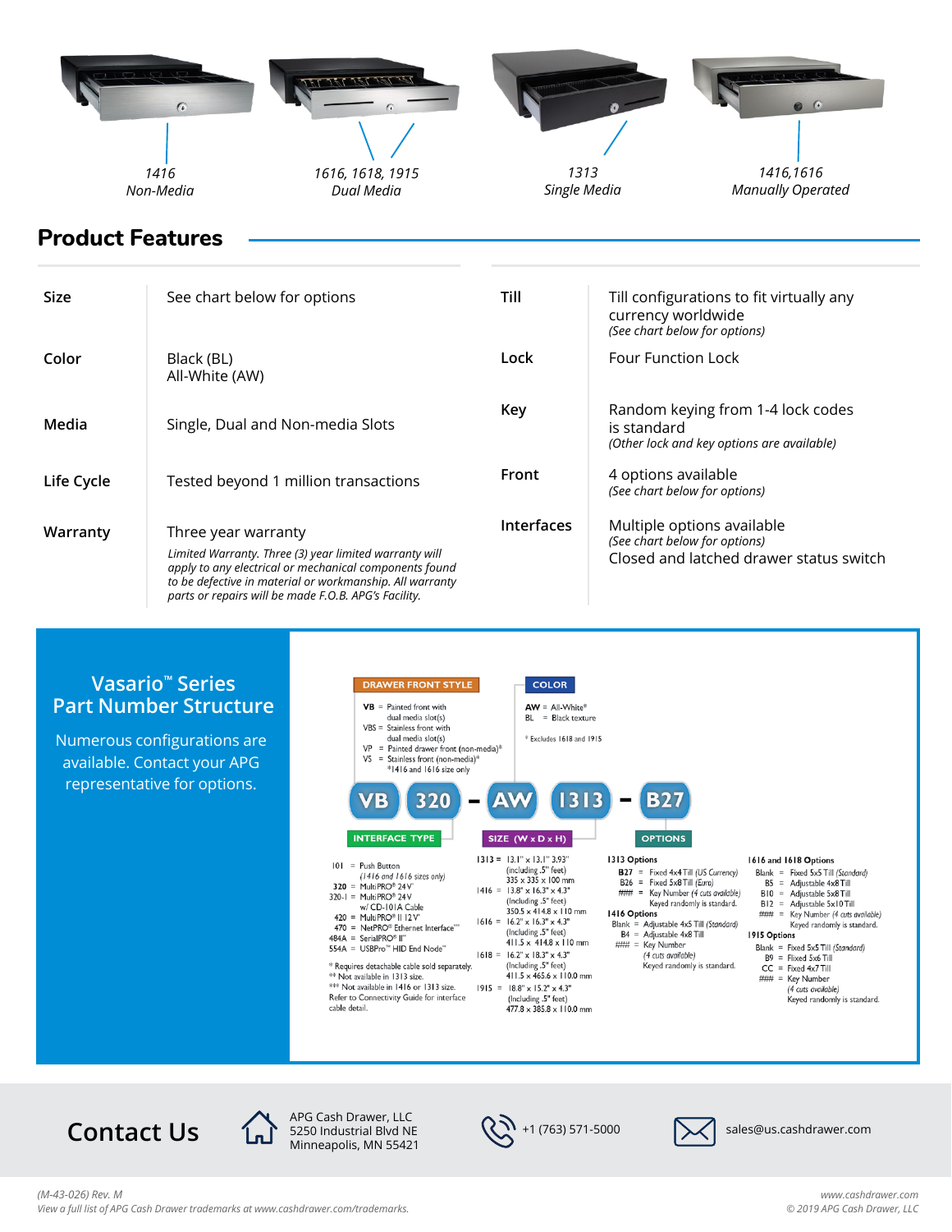1416
Non-Media

1616, 1618, 1915
Dual Media

1313
Single Media

1416,1616
Manually Operated

## Product Features

| | |
|---|---|
| **Size** | See chart below for options |
| **Color** | Black (BL)<br>All-White (AW) |
| **Media** | Single, Dual and Non-media Slots |
| **Life Cycle** | Tested beyond 1 million transactions |
| **Warranty** | Three year warranty<br>*Limited Warranty. Three (3) year limited warranty will apply to any electrical or mechanical components found to be defective in material or workmanship. All warranty parts or repairs will be made F.O.B. APG's Facility.* |

| | |
|---|---|
| **Till** | Till configurations to fit virtually any currency worldwide<br>*(See chart below for options)* |
| **Lock** | Four Function Lock |
| **Key** | Random keying from 1-4 lock codes is standard<br>*(Other lock and key options are available)* |
| **Front** | 4 options available<br>*(See chart below for options)* |
| **Interfaces** | Multiple options available<br>*(See chart below for options)*<br>Closed and latched drawer status switch |

## Vasario™ Series Part Number Structure

Numerous configurations are available. Contact your APG representative for options.

**VB 320 - AW 1313 - B27**

**DRAWER FRONT STYLE**

- VB = Painted front with dual media slot(s)
- VBS = Stainless front with dual media slot(s)
- VP = Painted drawer front (non-media)*
- VS = Stainless front (non-media)*

*1416 and 1616 size only

**COLOR**

- AW = All-White*
- BL = Black texture

\* Excludes 1618 and 1915

**INTERFACE TYPE**

- 101 = Push Button (*1416 and 1616 sizes only*)
- 320 = MultiPRO® 24V
- 320-1 = MultiPRO® 24V w/ CD-101A Cable
- 420 = MultiPRO® II 12V
- 470 = NetPRO® Ethernet Interface***
- 484A = SerialPRO® II*
- 554A = USBPro™ HID End Node**

\* Requires detachable cable sold separately.
\** Not available in 1313 size.
\*** Not available in 1416 or 1313 size.
Refer to Connectivity Guide for interface cable detail.

**SIZE (W x D x H)**

- 1313 = 13.1" x 13.1" 3.93" (including .5" feet) 335 x 335 x 100 mm
- 1416 = 13.8" x 16.3" x 4.3" (Including .5" feet) 350.5 x 414.8 x 110 mm
- 1616 = 16.2" x 16.3" x 4.3" (Including .5" feet) 411.5 x 414.8 x 110 mm
- 1618 = 16.2" x 18.3" x 4.3" (Including .5" feet) 411.5 x 465.6 x 110.0 mm
- 1915 = 18.8" x 15.2" x 4.3" (Including .5" feet) 477.8 x 385.8 x 110.0 mm

**OPTIONS**

**1313 Options**

- B27 = Fixed 4x4 Till (*US Currency*)
- B26 = Fixed 5x8 Till (*Euro*)
- ### = Key Number (*4 cuts available*) Keyed randomly is standard.

**1416 Options**

- Blank = Adjustable 4x5 Till (*Standard*)
- B4 = Adjustable 4x8 Till
- ### = Key Number (*4 cuts available*) Keyed randomly is standard.

**1616 and 1618 Options**

- Blank = Fixed 5x5 Till (*Standard*)
- B5 = Adjustable 4x8 Till
- B10 = Adjustable 5x8 Till
- B12 = Adjustable 5x10 Till
- ### = Key Number (*4 cuts available*) Keyed randomly is standard.

**1915 Options**

- Blank = Fixed 5x5 Till (*Standard*)
- B9 = Fixed 5x6 Till
- CC = Fixed 4x7 Till
- ### = Key Number (*4 cuts available*) Keyed randomly is standard.

## Contact Us

APG Cash Drawer, LLC
5250 Industrial Blvd NE
Minneapolis, MN 55421

+1 (763) 571-5000

sales@us.cashdrawer.com

(M-43-026) Rev. M
View a full list of APG Cash Drawer trademarks at www.cashdrawer.com/trademarks.

www.cashdrawer.com
© 2019 APG Cash Drawer, LLC